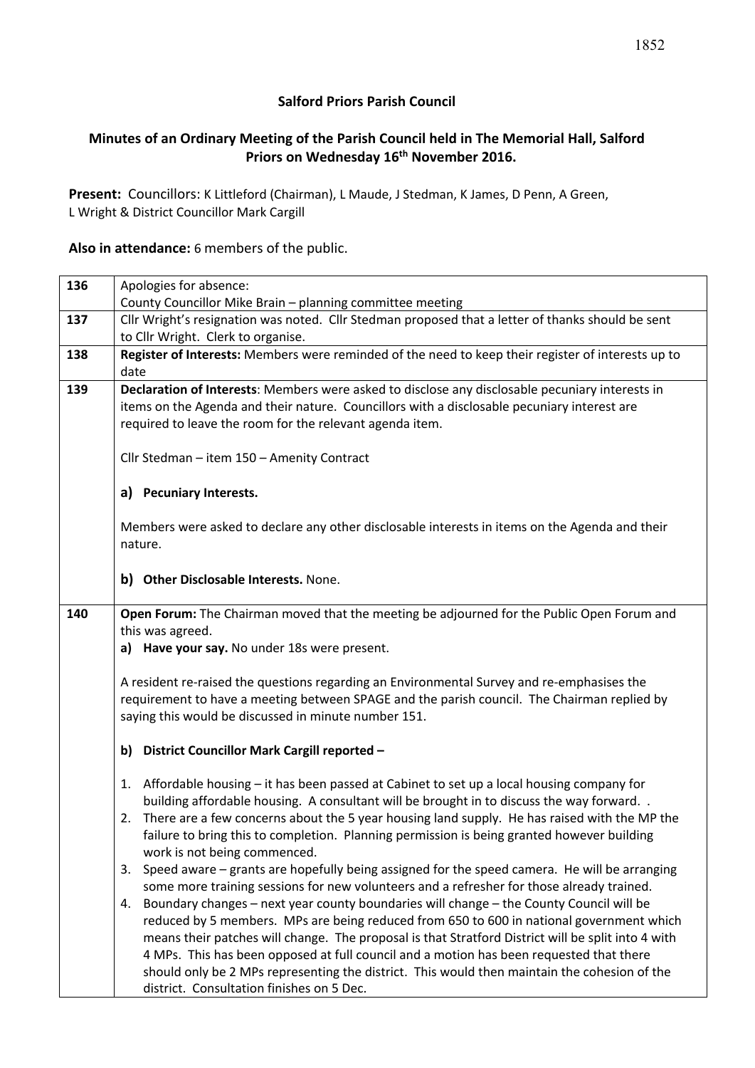## Salford Priors Parish Council

### Minutes of an Ordinary Meeting of the Parish Council held in The Memorial Hall, Salford Priors on Wednesday 16th November 2016.

**Present:** Councillors: K Littleford (Chairman), L Maude, J Stedman, K James, D Penn, A Green, L Wright & District Councillor Mark Cargill

**Also in attendance:** 6 members of the public.

| | |
|---|---|
| **136** | Apologies for absence:<br>County Councillor Mike Brain – planning committee meeting |
| **137** | Cllr Wright's resignation was noted. Cllr Stedman proposed that a letter of thanks should be sent to Cllr Wright. Clerk to organise. |
| **138** | **Register of Interests:** Members were reminded of the need to keep their register of interests up to date |
| **139** | **Declaration of Interests**: Members were asked to disclose any disclosable pecuniary interests in items on the Agenda and their nature. Councillors with a disclosable pecuniary interest are required to leave the room for the relevant agenda item.<br><br>Cllr Stedman – item 150 – Amenity Contract<br><br>**a) Pecuniary Interests.**<br><br>Members were asked to declare any other disclosable interests in items on the Agenda and their nature.<br><br>**b) Other Disclosable Interests.** None. |
| **140** | **Open Forum:** The Chairman moved that the meeting be adjourned for the Public Open Forum and this was agreed.<br>**a) Have your say.** No under 18s were present.<br><br>A resident re-raised the questions regarding an Environmental Survey and re-emphasises the requirement to have a meeting between SPAGE and the parish council. The Chairman replied by saying this would be discussed in minute number 151.<br><br>**b) District Councillor Mark Cargill reported –**<br><br>1. Affordable housing – it has been passed at Cabinet to set up a local housing company for building affordable housing. A consultant will be brought in to discuss the way forward. .<br>2. There are a few concerns about the 5 year housing land supply. He has raised with the MP the failure to bring this to completion. Planning permission is being granted however building work is not being commenced.<br>3. Speed aware – grants are hopefully being assigned for the speed camera. He will be arranging some more training sessions for new volunteers and a refresher for those already trained.<br>4. Boundary changes – next year county boundaries will change – the County Council will be reduced by 5 members. MPs are being reduced from 650 to 600 in national government which means their patches will change. The proposal is that Stratford District will be split into 4 with 4 MPs. This has been opposed at full council and a motion has been requested that there should only be 2 MPs representing the district. This would then maintain the cohesion of the district. Consultation finishes on 5 Dec. |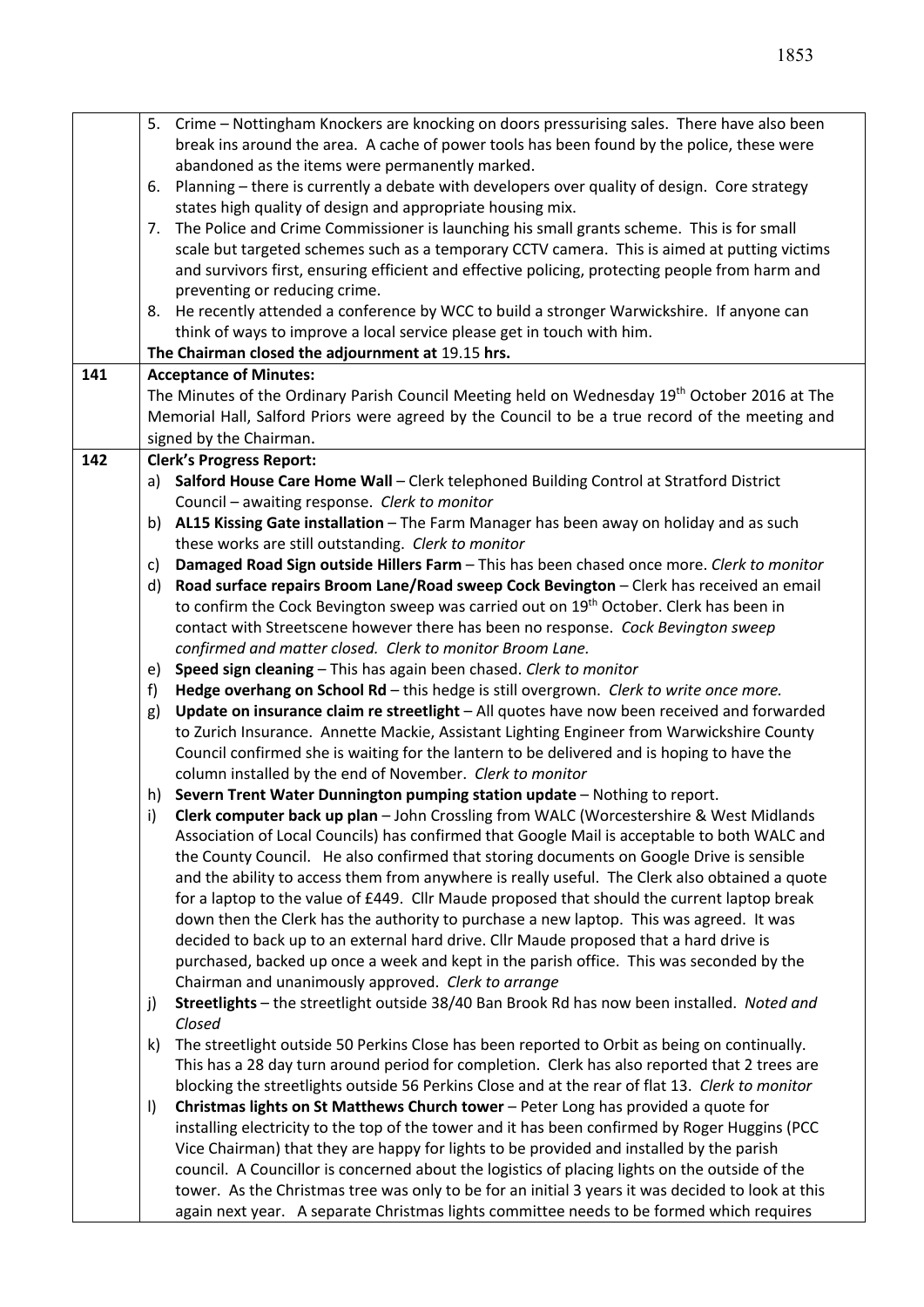|  |  |
|---|---|
|  | 5. Crime – Nottingham Knockers are knocking on doors pressurising sales. There have also been break ins around the area. A cache of power tools has been found by the police, these were abandoned as the items were permanently marked.<br>6. Planning – there is currently a debate with developers over quality of design. Core strategy states high quality of design and appropriate housing mix.<br>7. The Police and Crime Commissioner is launching his small grants scheme. This is for small scale but targeted schemes such as a temporary CCTV camera. This is aimed at putting victims and survivors first, ensuring efficient and effective policing, protecting people from harm and preventing or reducing crime.<br>8. He recently attended a conference by WCC to build a stronger Warwickshire. If anyone can think of ways to improve a local service please get in touch with him.<br>**The Chairman closed the adjournment at** 19.15 **hrs.** |
| 141 | **Acceptance of Minutes:**<br>The Minutes of the Ordinary Parish Council Meeting held on Wednesday 19th October 2016 at The Memorial Hall, Salford Priors were agreed by the Council to be a true record of the meeting and signed by the Chairman. |
| 142 | **Clerk's Progress Report:**<br>a) **Salford House Care Home Wall** – Clerk telephoned Building Control at Stratford District Council – awaiting response. *Clerk to monitor*<br>b) **AL15 Kissing Gate installation** – The Farm Manager has been away on holiday and as such these works are still outstanding. *Clerk to monitor*<br>c) **Damaged Road Sign outside Hillers Farm** – This has been chased once more. *Clerk to monitor*<br>d) **Road surface repairs Broom Lane/Road sweep Cock Bevington** – Clerk has received an email to confirm the Cock Bevington sweep was carried out on 19th October. Clerk has been in contact with Streetscene however there has been no response. *Cock Bevington sweep confirmed and matter closed. Clerk to monitor Broom Lane.*<br>e) **Speed sign cleaning** – This has again been chased. *Clerk to monitor*<br>f) **Hedge overhang on School Rd** – this hedge is still overgrown. *Clerk to write once more.*<br>g) **Update on insurance claim re streetlight** – All quotes have now been received and forwarded to Zurich Insurance. Annette Mackie, Assistant Lighting Engineer from Warwickshire County Council confirmed she is waiting for the lantern to be delivered and is hoping to have the column installed by the end of November. *Clerk to monitor*<br>h) **Severn Trent Water Dunnington pumping station update** – Nothing to report.<br>i) **Clerk computer back up plan** – John Crossling from WALC (Worcestershire & West Midlands Association of Local Councils) has confirmed that Google Mail is acceptable to both WALC and the County Council. He also confirmed that storing documents on Google Drive is sensible and the ability to access them from anywhere is really useful. The Clerk also obtained a quote for a laptop to the value of £449. Cllr Maude proposed that should the current laptop break down then the Clerk has the authority to purchase a new laptop. This was agreed. It was decided to back up to an external hard drive. Cllr Maude proposed that a hard drive is purchased, backed up once a week and kept in the parish office. This was seconded by the Chairman and unanimously approved. *Clerk to arrange*<br>j) **Streetlights** – the streetlight outside 38/40 Ban Brook Rd has now been installed. *Noted and Closed*<br>k) The streetlight outside 50 Perkins Close has been reported to Orbit as being on continually. This has a 28 day turn around period for completion. Clerk has also reported that 2 trees are blocking the streetlights outside 56 Perkins Close and at the rear of flat 13. *Clerk to monitor*<br>l) **Christmas lights on St Matthews Church tower** – Peter Long has provided a quote for installing electricity to the top of the tower and it has been confirmed by Roger Huggins (PCC Vice Chairman) that they are happy for lights to be provided and installed by the parish council. A Councillor is concerned about the logistics of placing lights on the outside of the tower. As the Christmas tree was only to be for an initial 3 years it was decided to look at this again next year. A separate Christmas lights committee needs to be formed which requires |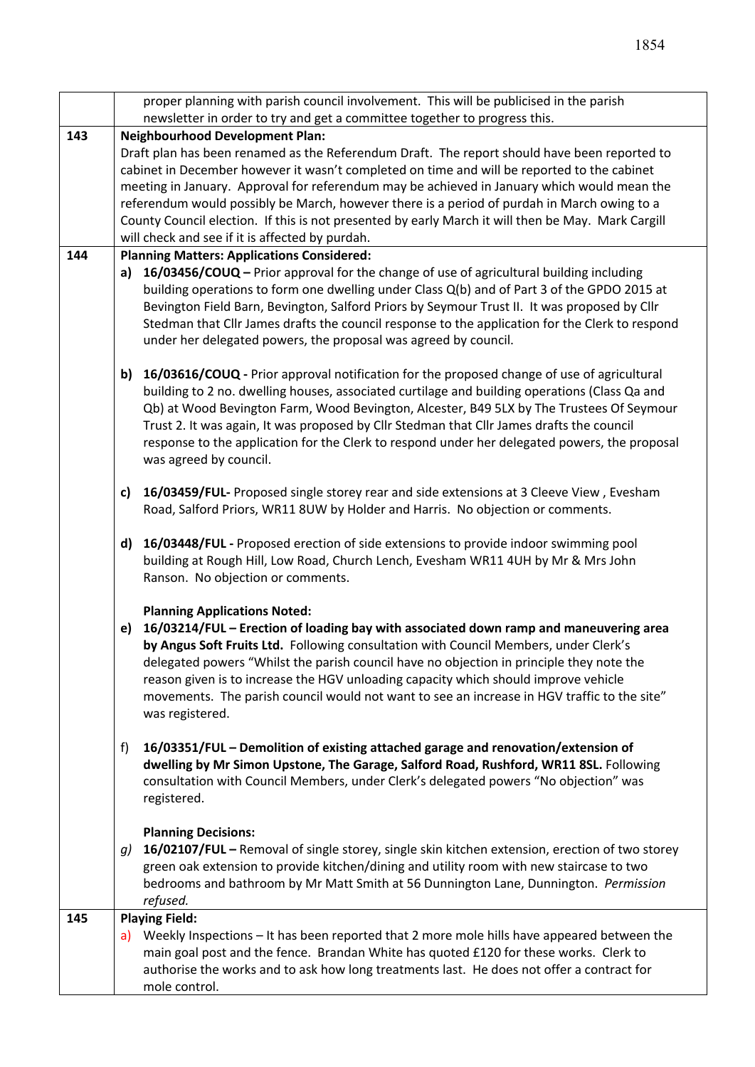| | |
|---|---|
| | proper planning with parish council involvement. This will be publicised in the parish newsletter in order to try and get a committee together to progress this. |
| 143 | **Neighbourhood Development Plan:**<br>Draft plan has been renamed as the Referendum Draft. The report should have been reported to cabinet in December however it wasn't completed on time and will be reported to the cabinet meeting in January. Approval for referendum may be achieved in January which would mean the referendum would possibly be March, however there is a period of purdah in March owing to a County Council election. If this is not presented by early March it will then be May. Mark Cargill will check and see if it is affected by purdah. |
| 144 | **Planning Matters: Applications Considered:**<br>**a) 16/03456/COUQ –** Prior approval for the change of use of agricultural building including building operations to form one dwelling under Class Q(b) and of Part 3 of the GPDO 2015 at Bevington Field Barn, Bevington, Salford Priors by Seymour Trust II. It was proposed by Cllr Stedman that Cllr James drafts the council response to the application for the Clerk to respond under her delegated powers, the proposal was agreed by council.<br><br>**b) 16/03616/COUQ -** Prior approval notification for the proposed change of use of agricultural building to 2 no. dwelling houses, associated curtilage and building operations (Class Qa and Qb) at Wood Bevington Farm, Wood Bevington, Alcester, B49 5LX by The Trustees Of Seymour Trust 2. It was again, It was proposed by Cllr Stedman that Cllr James drafts the council response to the application for the Clerk to respond under her delegated powers, the proposal was agreed by council.<br><br>**c) 16/03459/FUL-** Proposed single storey rear and side extensions at 3 Cleeve View , Evesham Road, Salford Priors, WR11 8UW by Holder and Harris. No objection or comments.<br><br>**d) 16/03448/FUL -** Proposed erection of side extensions to provide indoor swimming pool building at Rough Hill, Low Road, Church Lench, Evesham WR11 4UH by Mr & Mrs John Ranson. No objection or comments.<br><br>**Planning Applications Noted:**<br>**e) 16/03214/FUL – Erection of loading bay with associated down ramp and maneuvering area by Angus Soft Fruits Ltd.** Following consultation with Council Members, under Clerk's delegated powers "Whilst the parish council have no objection in principle they note the reason given is to increase the HGV unloading capacity which should improve vehicle movements. The parish council would not want to see an increase in HGV traffic to the site" was registered.<br><br>f) **16/03351/FUL – Demolition of existing attached garage and renovation/extension of dwelling by Mr Simon Upstone, The Garage, Salford Road, Rushford, WR11 8SL.** Following consultation with Council Members, under Clerk's delegated powers "No objection" was registered.<br><br>**Planning Decisions:**<br>*g)* **16/02107/FUL –** Removal of single storey, single skin kitchen extension, erection of two storey green oak extension to provide kitchen/dining and utility room with new staircase to two bedrooms and bathroom by Mr Matt Smith at 56 Dunnington Lane, Dunnington. *Permission refused.* |
| 145 | **Playing Field:**<br>a) Weekly Inspections – It has been reported that 2 more mole hills have appeared between the main goal post and the fence. Brandan White has quoted £120 for these works. Clerk to authorise the works and to ask how long treatments last. He does not offer a contract for mole control. |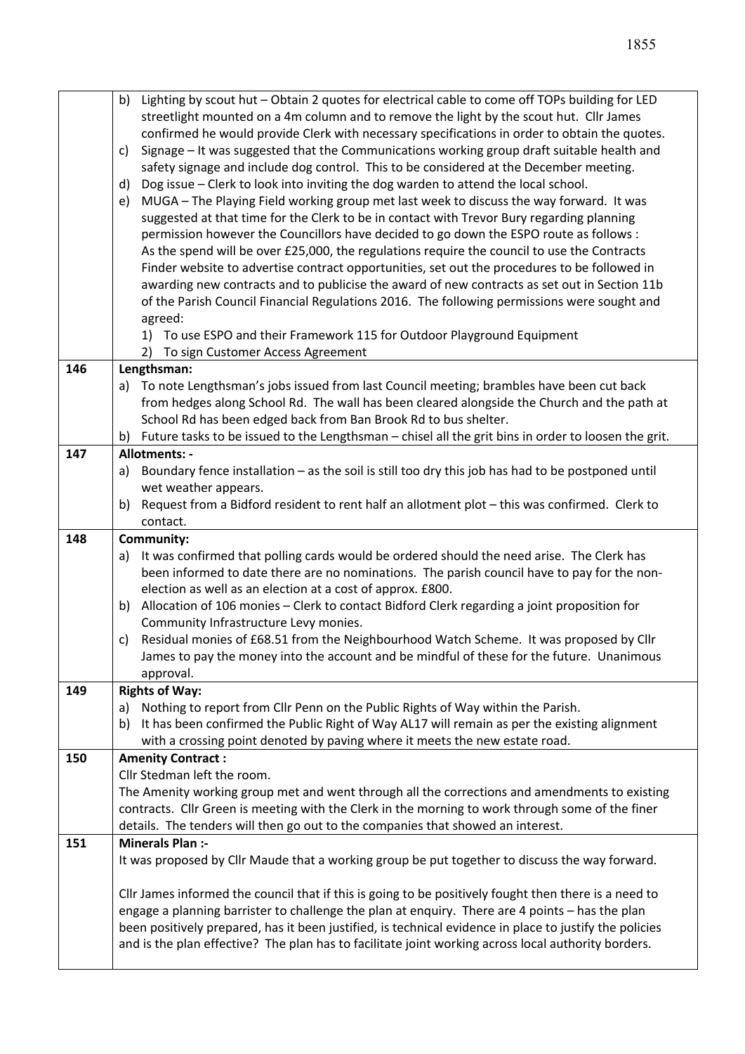| | |
|---|---|
| | b) Lighting by scout hut – Obtain 2 quotes for electrical cable to come off TOPs building for LED streetlight mounted on a 4m column and to remove the light by the scout hut. Cllr James confirmed he would provide Clerk with necessary specifications in order to obtain the quotes.<br>c) Signage – It was suggested that the Communications working group draft suitable health and safety signage and include dog control. This to be considered at the December meeting.<br>d) Dog issue – Clerk to look into inviting the dog warden to attend the local school.<br>e) MUGA – The Playing Field working group met last week to discuss the way forward. It was suggested at that time for the Clerk to be in contact with Trevor Bury regarding planning permission however the Councillors have decided to go down the ESPO route as follows : As the spend will be over £25,000, the regulations require the council to use the Contracts Finder website to advertise contract opportunities, set out the procedures to be followed in awarding new contracts and to publicise the award of new contracts as set out in Section 11b of the Parish Council Financial Regulations 2016. The following permissions were sought and agreed:<br>1) To use ESPO and their Framework 115 for Outdoor Playground Equipment<br>2) To sign Customer Access Agreement |
| 146 | **Lengthsman:**<br>a) To note Lengthsman's jobs issued from last Council meeting; brambles have been cut back from hedges along School Rd. The wall has been cleared alongside the Church and the path at School Rd has been edged back from Ban Brook Rd to bus shelter.<br>b) Future tasks to be issued to the Lengthsman – chisel all the grit bins in order to loosen the grit. |
| 147 | **Allotments: -**<br>a) Boundary fence installation – as the soil is still too dry this job has had to be postponed until wet weather appears.<br>b) Request from a Bidford resident to rent half an allotment plot – this was confirmed. Clerk to contact. |
| 148 | **Community:**<br>a) It was confirmed that polling cards would be ordered should the need arise. The Clerk has been informed to date there are no nominations. The parish council have to pay for the non-election as well as an election at a cost of approx. £800.<br>b) Allocation of 106 monies – Clerk to contact Bidford Clerk regarding a joint proposition for Community Infrastructure Levy monies.<br>c) Residual monies of £68.51 from the Neighbourhood Watch Scheme. It was proposed by Cllr James to pay the money into the account and be mindful of these for the future. Unanimous approval. |
| 149 | **Rights of Way:**<br>a) Nothing to report from Cllr Penn on the Public Rights of Way within the Parish.<br>b) It has been confirmed the Public Right of Way AL17 will remain as per the existing alignment with a crossing point denoted by paving where it meets the new estate road. |
| 150 | **Amenity Contract :**<br>Cllr Stedman left the room.<br>The Amenity working group met and went through all the corrections and amendments to existing contracts. Cllr Green is meeting with the Clerk in the morning to work through some of the finer details. The tenders will then go out to the companies that showed an interest. |
| 151 | **Minerals Plan :-**<br>It was proposed by Cllr Maude that a working group be put together to discuss the way forward.<br><br>Cllr James informed the council that if this is going to be positively fought then there is a need to engage a planning barrister to challenge the plan at enquiry. There are 4 points – has the plan been positively prepared, has it been justified, is technical evidence in place to justify the policies and is the plan effective? The plan has to facilitate joint working across local authority borders. |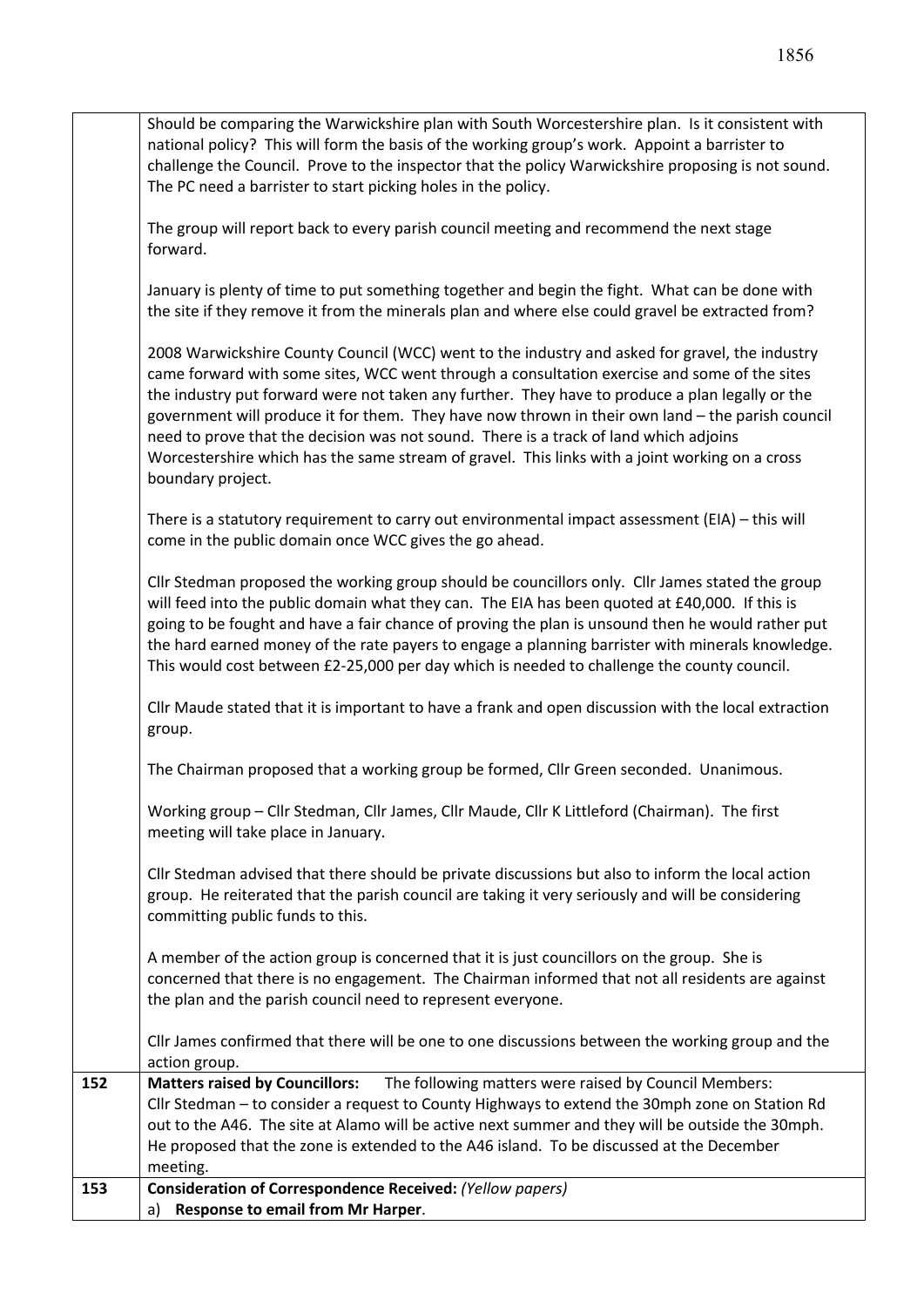| | |
|---|---|
| | Should be comparing the Warwickshire plan with South Worcestershire plan. Is it consistent with national policy? This will form the basis of the working group's work. Appoint a barrister to challenge the Council. Prove to the inspector that the policy Warwickshire proposing is not sound. The PC need a barrister to start picking holes in the policy.<br><br>The group will report back to every parish council meeting and recommend the next stage forward.<br><br>January is plenty of time to put something together and begin the fight. What can be done with the site if they remove it from the minerals plan and where else could gravel be extracted from?<br><br>2008 Warwickshire County Council (WCC) went to the industry and asked for gravel, the industry came forward with some sites, WCC went through a consultation exercise and some of the sites the industry put forward were not taken any further. They have to produce a plan legally or the government will produce it for them. They have now thrown in their own land – the parish council need to prove that the decision was not sound. There is a track of land which adjoins Worcestershire which has the same stream of gravel. This links with a joint working on a cross boundary project.<br><br>There is a statutory requirement to carry out environmental impact assessment (EIA) – this will come in the public domain once WCC gives the go ahead.<br><br>Cllr Stedman proposed the working group should be councillors only. Cllr James stated the group will feed into the public domain what they can. The EIA has been quoted at £40,000. If this is going to be fought and have a fair chance of proving the plan is unsound then he would rather put the hard earned money of the rate payers to engage a planning barrister with minerals knowledge. This would cost between £2-25,000 per day which is needed to challenge the county council.<br><br>Cllr Maude stated that it is important to have a frank and open discussion with the local extraction group.<br><br>The Chairman proposed that a working group be formed, Cllr Green seconded. Unanimous.<br><br>Working group – Cllr Stedman, Cllr James, Cllr Maude, Cllr K Littleford (Chairman). The first meeting will take place in January.<br><br>Cllr Stedman advised that there should be private discussions but also to inform the local action group. He reiterated that the parish council are taking it very seriously and will be considering committing public funds to this.<br><br>A member of the action group is concerned that it is just councillors on the group. She is concerned that there is no engagement. The Chairman informed that not all residents are against the plan and the parish council need to represent everyone.<br><br>Cllr James confirmed that there will be one to one discussions between the working group and the action group. |
| 152 | **Matters raised by Councillors:** The following matters were raised by Council Members:<br>Cllr Stedman – to consider a request to County Highways to extend the 30mph zone on Station Rd out to the A46. The site at Alamo will be active next summer and they will be outside the 30mph. He proposed that the zone is extended to the A46 island. To be discussed at the December meeting. |
| 153 | **Consideration of Correspondence Received:** *(Yellow papers)*<br>a) **Response to email from Mr Harper**. |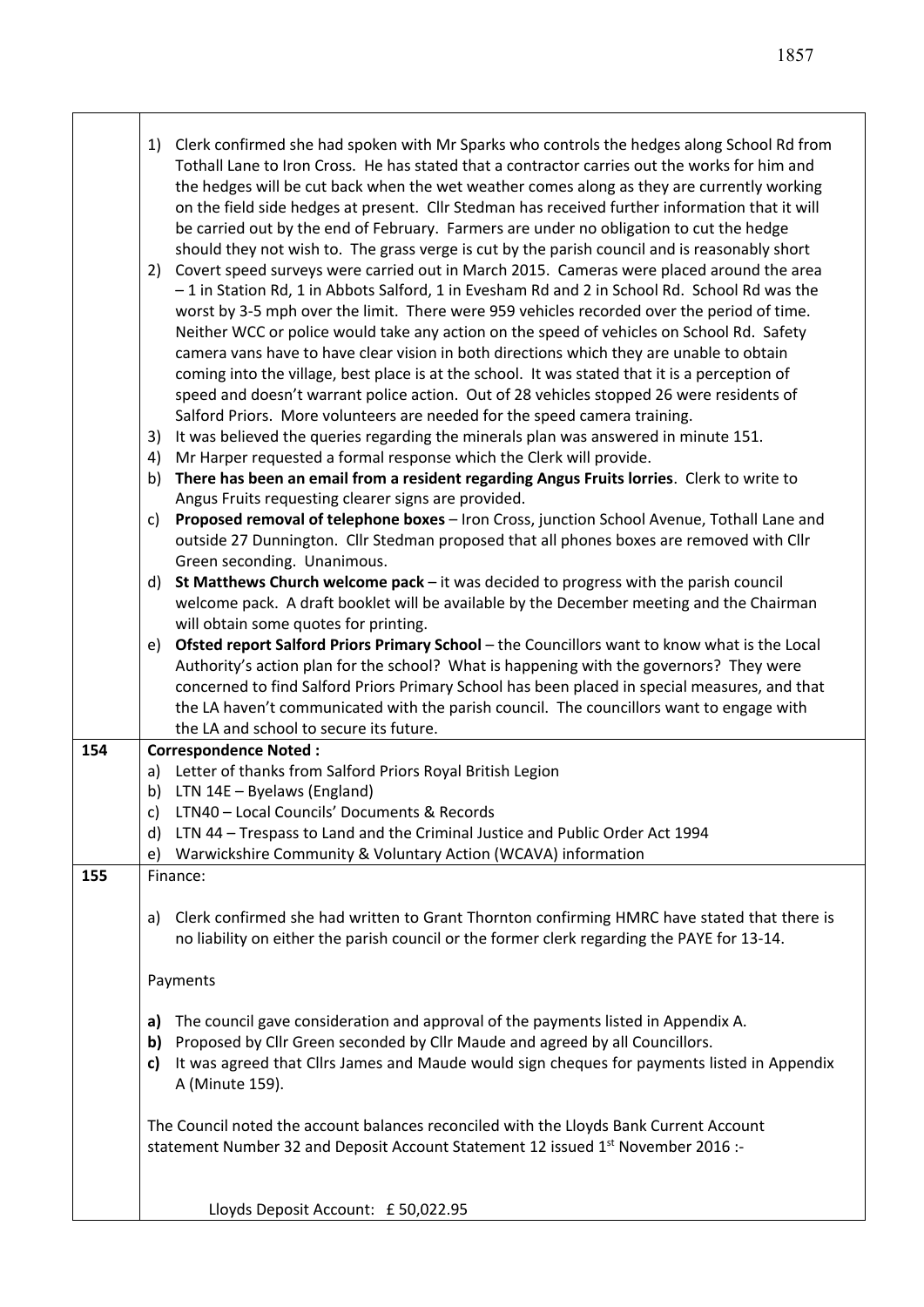|  |  |
|---|---|
|  | 1) Clerk confirmed she had spoken with Mr Sparks who controls the hedges along School Rd from Tothall Lane to Iron Cross. He has stated that a contractor carries out the works for him and the hedges will be cut back when the wet weather comes along as they are currently working on the field side hedges at present. Cllr Stedman has received further information that it will be carried out by the end of February. Farmers are under no obligation to cut the hedge should they not wish to. The grass verge is cut by the parish council and is reasonably short<br>2) Covert speed surveys were carried out in March 2015. Cameras were placed around the area – 1 in Station Rd, 1 in Abbots Salford, 1 in Evesham Rd and 2 in School Rd. School Rd was the worst by 3-5 mph over the limit. There were 959 vehicles recorded over the period of time. Neither WCC or police would take any action on the speed of vehicles on School Rd. Safety camera vans have to have clear vision in both directions which they are unable to obtain coming into the village, best place is at the school. It was stated that it is a perception of speed and doesn't warrant police action. Out of 28 vehicles stopped 26 were residents of Salford Priors. More volunteers are needed for the speed camera training.<br>3) It was believed the queries regarding the minerals plan was answered in minute 151.<br>4) Mr Harper requested a formal response which the Clerk will provide.<br>b) **There has been an email from a resident regarding Angus Fruits lorries**. Clerk to write to Angus Fruits requesting clearer signs are provided.<br>c) **Proposed removal of telephone boxes** – Iron Cross, junction School Avenue, Tothall Lane and outside 27 Dunnington. Cllr Stedman proposed that all phones boxes are removed with Cllr Green seconding. Unanimous.<br>d) **St Matthews Church welcome pack** – it was decided to progress with the parish council welcome pack. A draft booklet will be available by the December meeting and the Chairman will obtain some quotes for printing.<br>e) **Ofsted report Salford Priors Primary School** – the Councillors want to know what is the Local Authority's action plan for the school? What is happening with the governors? They were concerned to find Salford Priors Primary School has been placed in special measures, and that the LA haven't communicated with the parish council. The councillors want to engage with the LA and school to secure its future. |
| 154 | **Correspondence Noted :**<br>a) Letter of thanks from Salford Priors Royal British Legion<br>b) LTN 14E – Byelaws (England)<br>c) LTN40 – Local Councils' Documents & Records<br>d) LTN 44 – Trespass to Land and the Criminal Justice and Public Order Act 1994<br>e) Warwickshire Community & Voluntary Action (WCAVA) information |
| 155 | Finance:<br><br>a) Clerk confirmed she had written to Grant Thornton confirming HMRC have stated that there is no liability on either the parish council or the former clerk regarding the PAYE for 13-14.<br><br>Payments<br><br>**a)** The council gave consideration and approval of the payments listed in Appendix A.<br>**b)** Proposed by Cllr Green seconded by Cllr Maude and agreed by all Councillors.<br>**c)** It was agreed that Cllrs James and Maude would sign cheques for payments listed in Appendix A (Minute 159).<br><br>The Council noted the account balances reconciled with the Lloyds Bank Current Account statement Number 32 and Deposit Account Statement 12 issued 1st November 2016 :-<br><br>Lloyds Deposit Account: £ 50,022.95 |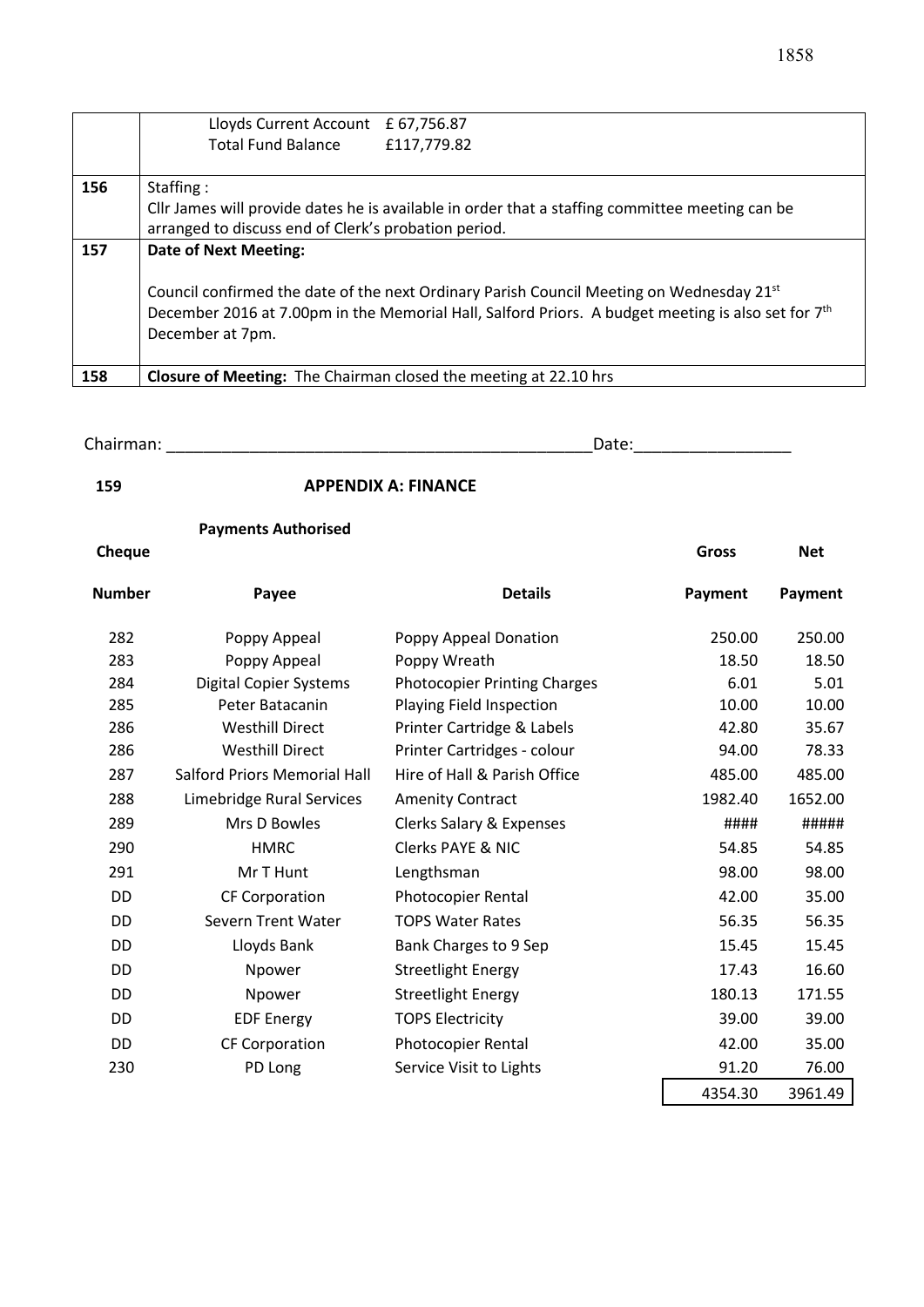| | |
|---|---|
| | Lloyds Current Account £ 67,756.87<br>Total Fund Balance £117,779.82 |
| **156** | Staffing :<br>Cllr James will provide dates he is available in order that a staffing committee meeting can be arranged to discuss end of Clerk's probation period. |
| **157** | **Date of Next Meeting:**<br><br>Council confirmed the date of the next Ordinary Parish Council Meeting on Wednesday 21st December 2016 at 7.00pm in the Memorial Hall, Salford Priors. A budget meeting is also set for 7th December at 7pm. |
| **158** | **Closure of Meeting:** The Chairman closed the meeting at 22.10 hrs |

Chairman: \_\_\_\_\_\_\_\_\_\_\_\_\_\_\_\_\_\_\_\_\_\_\_\_\_\_\_\_\_\_\_\_\_\_\_\_\_\_\_\_\_\_\_\_\_\_Date:\_\_\_\_\_\_\_\_\_\_\_\_\_\_\_\_\_

**159** **APPENDIX A: FINANCE**

**Payments Authorised**

| Cheque Number | Payee | Details | Gross Payment | Net Payment |
|---|---|---|---|---|
| 282 | Poppy Appeal | Poppy Appeal Donation | 250.00 | 250.00 |
| 283 | Poppy Appeal | Poppy Wreath | 18.50 | 18.50 |
| 284 | Digital Copier Systems | Photocopier Printing Charges | 6.01 | 5.01 |
| 285 | Peter Batacanin | Playing Field Inspection | 10.00 | 10.00 |
| 286 | Westhill Direct | Printer Cartridge & Labels | 42.80 | 35.67 |
| 286 | Westhill Direct | Printer Cartridges - colour | 94.00 | 78.33 |
| 287 | Salford Priors Memorial Hall | Hire of Hall & Parish Office | 485.00 | 485.00 |
| 288 | Limebridge Rural Services | Amenity Contract | 1982.40 | 1652.00 |
| 289 | Mrs D Bowles | Clerks Salary & Expenses | #### | ##### |
| 290 | HMRC | Clerks PAYE & NIC | 54.85 | 54.85 |
| 291 | Mr T Hunt | Lengthsman | 98.00 | 98.00 |
| DD | CF Corporation | Photocopier Rental | 42.00 | 35.00 |
| DD | Severn Trent Water | TOPS Water Rates | 56.35 | 56.35 |
| DD | Lloyds Bank | Bank Charges to 9 Sep | 15.45 | 15.45 |
| DD | Npower | Streetlight Energy | 17.43 | 16.60 |
| DD | Npower | Streetlight Energy | 180.13 | 171.55 |
| DD | EDF Energy | TOPS Electricity | 39.00 | 39.00 |
| DD | CF Corporation | Photocopier Rental | 42.00 | 35.00 |
| 230 | PD Long | Service Visit to Lights | 91.20 | 76.00 |
| | | | 4354.30 | 3961.49 |